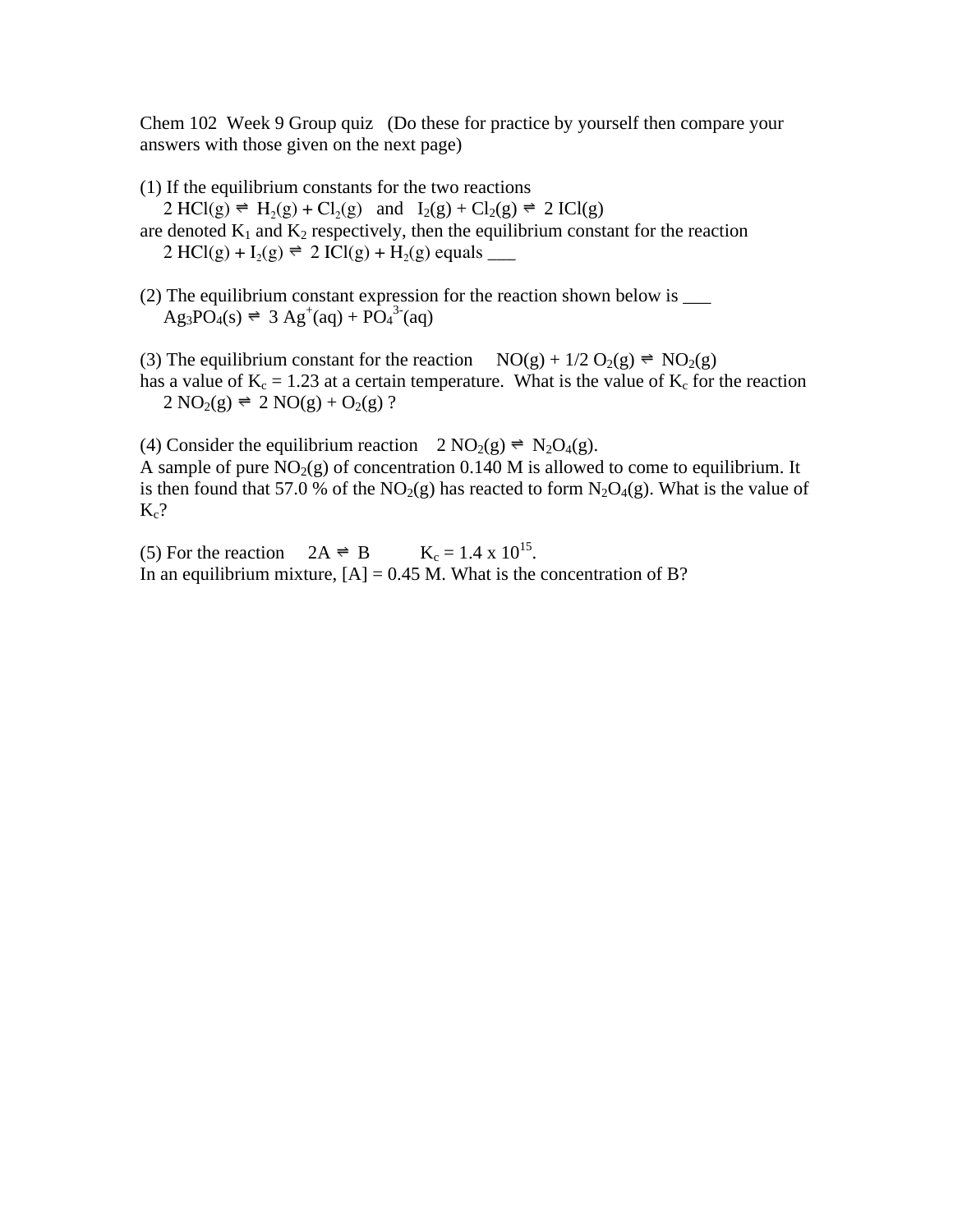Chem 102 Week 9 Group quiz (Do these for practice by yourself then compare your answers with those given on the next page)

(1) If the equilibrium constants for the two reactions

$2\ HCl(g) \rightleftharpoons H_2(g) + Cl_2(g)$ and $I_2(g) + Cl_2(g) \rightleftharpoons 2\ ICl(g)$

are denoted $K_1$ and $K_2$ respectively, then the equilibrium constant for the reaction

$2\ HCl(g) + I_2(g) \rightleftharpoons 2\ ICl(g) + H_2(g)$ equals ___

(2) The equilibrium constant expression for the reaction shown below is ___

$Ag_3PO_4(s) \rightleftharpoons 3\ Ag^+(aq) + PO_4^{3-}(aq)$

(3) The equilibrium constant for the reaction $NO(g) + 1/2\ O_2(g) \rightleftharpoons NO_2(g)$ has a value of $K_c = 1.23$ at a certain temperature. What is the value of $K_c$ for the reaction

$2\ NO_2(g) \rightleftharpoons 2\ NO(g) + O_2(g)$ ?

(4) Consider the equilibrium reaction $2\ NO_2(g) \rightleftharpoons N_2O_4(g)$.
A sample of pure $NO_2(g)$ of concentration 0.140 M is allowed to come to equilibrium. It is then found that 57.0 % of the $NO_2(g)$ has reacted to form $N_2O_4(g)$. What is the value of $K_c$?

(5) For the reaction $2A \rightleftharpoons B$ $K_c = 1.4 \times 10^{15}$.
In an equilibrium mixture, [A] = 0.45 M. What is the concentration of B?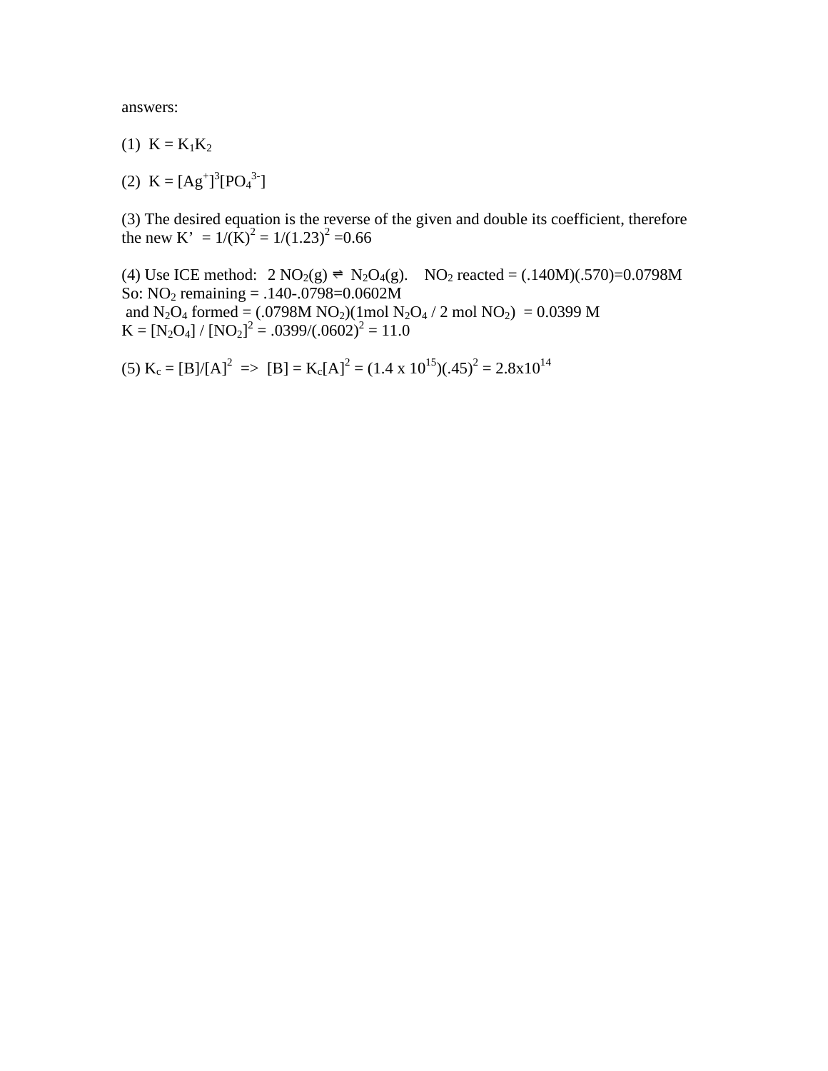answers:

(1) $K = K_1K_2$

(2) $K = [Ag^+]^3[PO_4^{3-}]$

(3) The desired equation is the reverse of the given and double its coefficient, therefore the new $K' = 1/(K)^2 = 1/(1.23)^2 = 0.66$

(4) Use ICE method: $2\ NO_2(g) \rightleftharpoons N_2O_4(g)$. $NO_2$ reacted = (.140M)(.570)=0.0798M
So: $NO_2$ remaining = .140-.0798=0.0602M
and $N_2O_4$ formed = (.0798M $NO_2$)(1mol $N_2O_4$ / 2 mol $NO_2$) = 0.0399 M
$K = [N_2O_4] / [NO_2]^2 = .0399/(.0602)^2 = 11.0$

(5) $K_c = [B]/[A]^2 \Rightarrow [B] = K_c[A]^2 = (1.4 \times 10^{15})(.45)^2 = 2.8 \times 10^{14}$